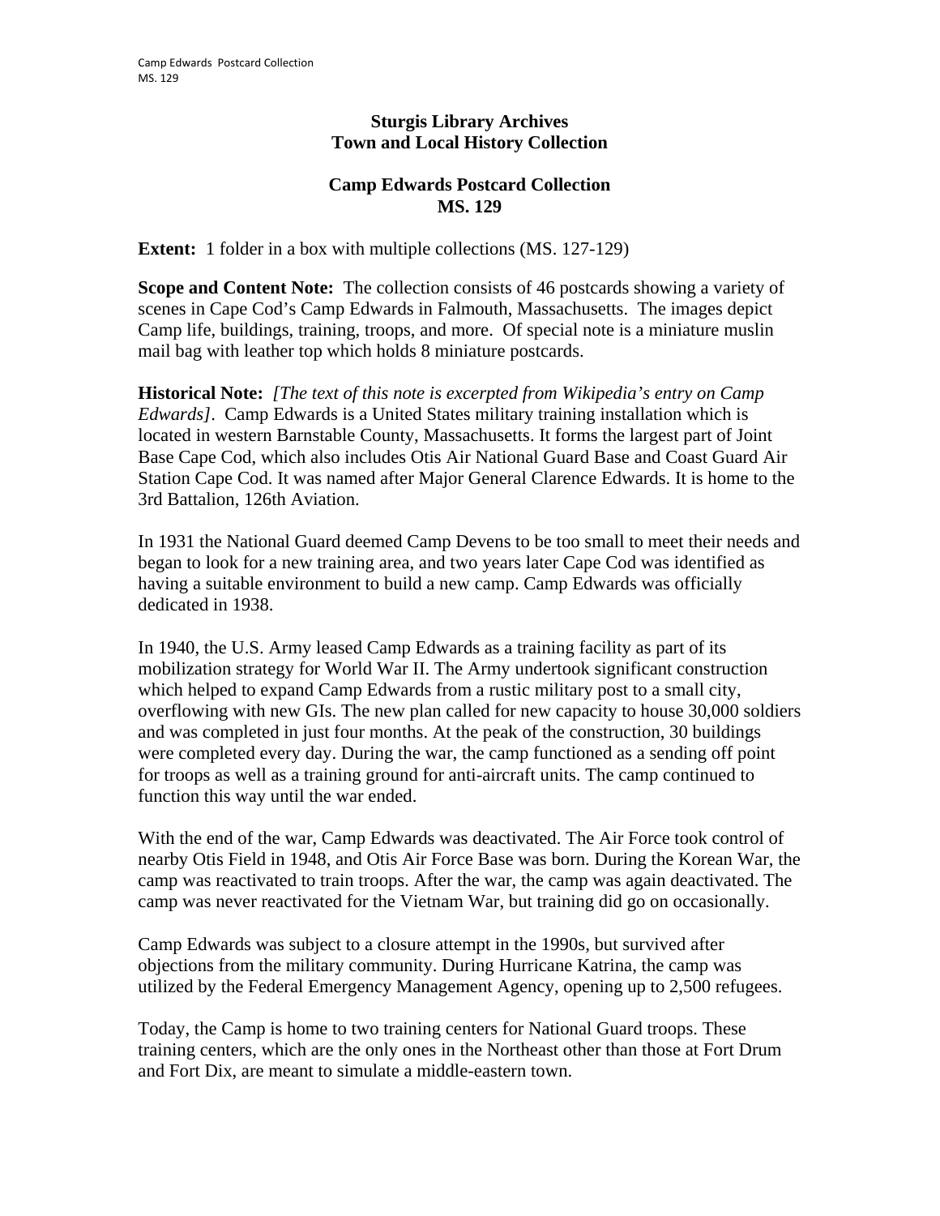# Sturgis Library Archives
# Town and Local History Collection

## Camp Edwards Postcard Collection
## MS. 129

**Extent:** 1 folder in a box with multiple collections (MS. 127-129)

**Scope and Content Note:** The collection consists of 46 postcards showing a variety of scenes in Cape Cod's Camp Edwards in Falmouth, Massachusetts. The images depict Camp life, buildings, training, troops, and more. Of special note is a miniature muslin mail bag with leather top which holds 8 miniature postcards.

**Historical Note:** *[The text of this note is excerpted from Wikipedia's entry on Camp Edwards]*. Camp Edwards is a United States military training installation which is located in western Barnstable County, Massachusetts. It forms the largest part of Joint Base Cape Cod, which also includes Otis Air National Guard Base and Coast Guard Air Station Cape Cod. It was named after Major General Clarence Edwards. It is home to the 3rd Battalion, 126th Aviation.

In 1931 the National Guard deemed Camp Devens to be too small to meet their needs and began to look for a new training area, and two years later Cape Cod was identified as having a suitable environment to build a new camp. Camp Edwards was officially dedicated in 1938.

In 1940, the U.S. Army leased Camp Edwards as a training facility as part of its mobilization strategy for World War II. The Army undertook significant construction which helped to expand Camp Edwards from a rustic military post to a small city, overflowing with new GIs. The new plan called for new capacity to house 30,000 soldiers and was completed in just four months. At the peak of the construction, 30 buildings were completed every day. During the war, the camp functioned as a sending off point for troops as well as a training ground for anti-aircraft units. The camp continued to function this way until the war ended.

With the end of the war, Camp Edwards was deactivated. The Air Force took control of nearby Otis Field in 1948, and Otis Air Force Base was born. During the Korean War, the camp was reactivated to train troops. After the war, the camp was again deactivated. The camp was never reactivated for the Vietnam War, but training did go on occasionally.

Camp Edwards was subject to a closure attempt in the 1990s, but survived after objections from the military community. During Hurricane Katrina, the camp was utilized by the Federal Emergency Management Agency, opening up to 2,500 refugees.

Today, the Camp is home to two training centers for National Guard troops. These training centers, which are the only ones in the Northeast other than those at Fort Drum and Fort Dix, are meant to simulate a middle-eastern town.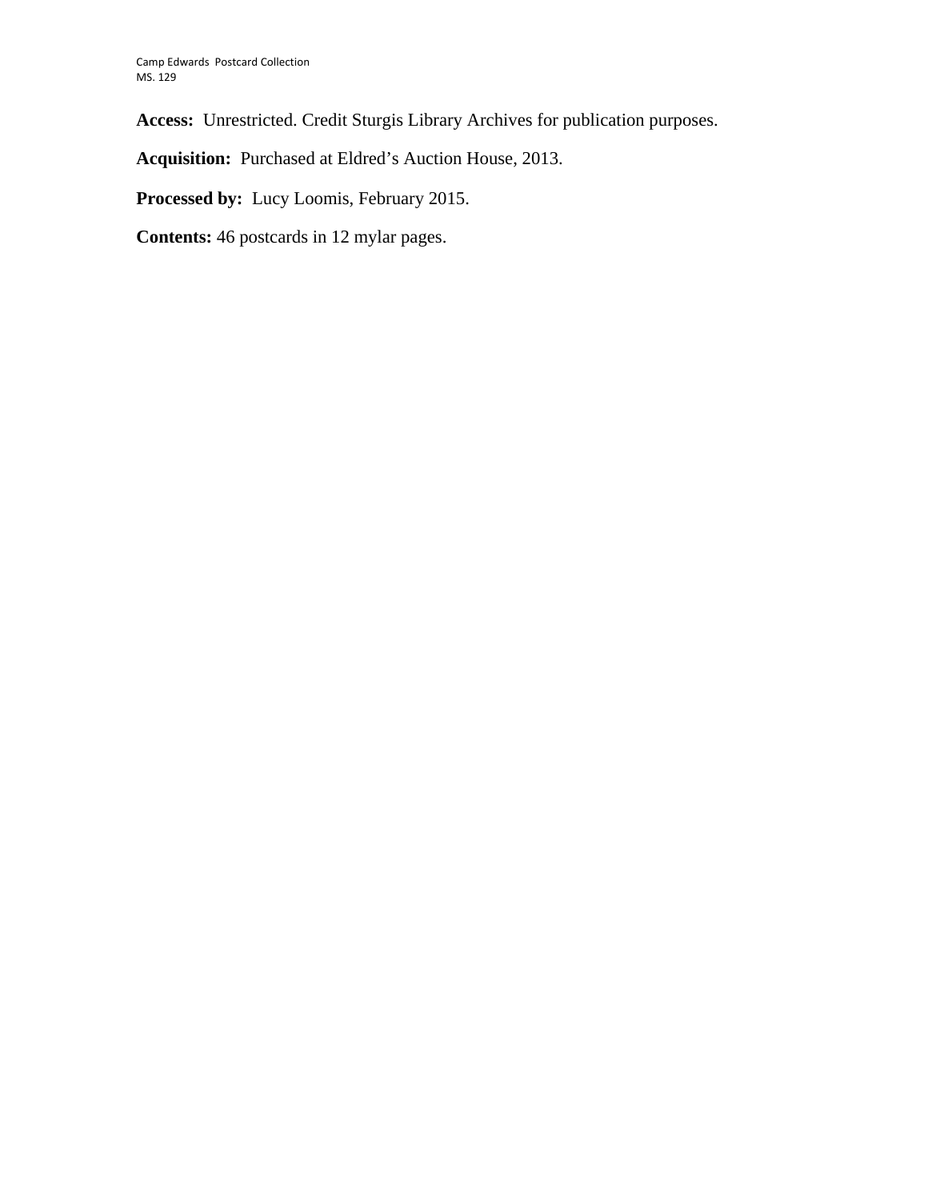**Access:** Unrestricted. Credit Sturgis Library Archives for publication purposes.

**Acquisition:** Purchased at Eldred's Auction House, 2013.

**Processed by:** Lucy Loomis, February 2015.

**Contents:** 46 postcards in 12 mylar pages.